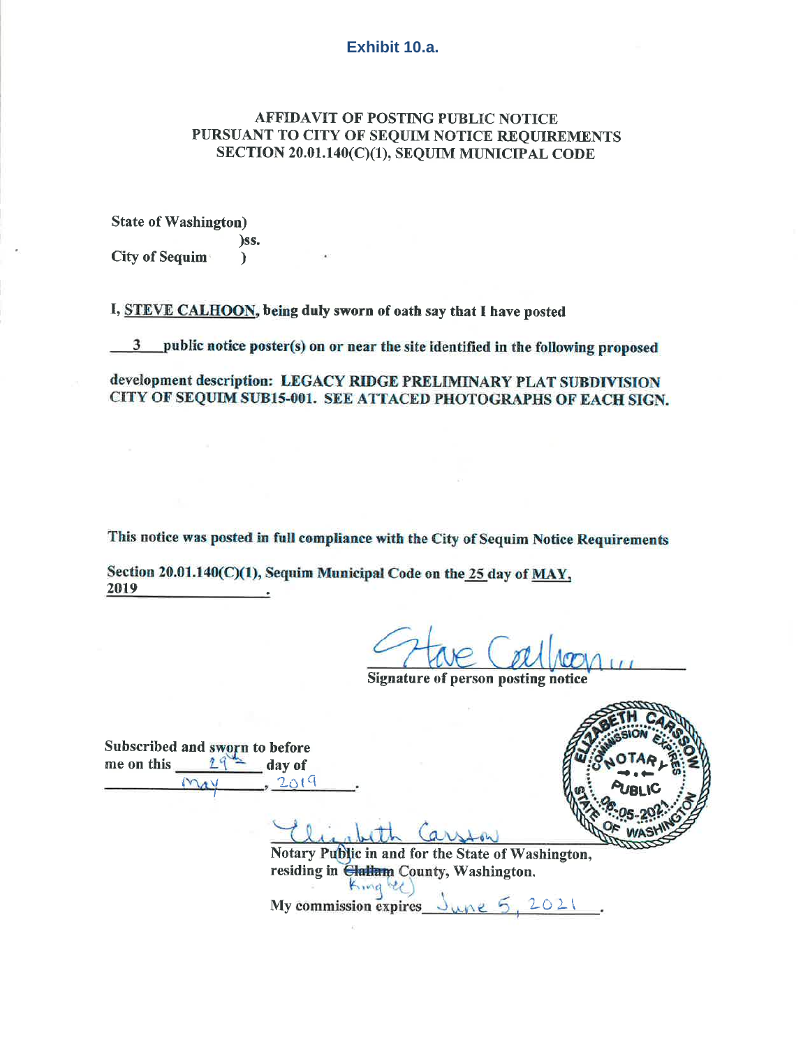**Exhibit 10.a.**

## AFFIDAVIT OF POSTING PUBLIC NOTICE PURSUANT TO CITY OF SEQUIM NOTICE REQUIREMENTS SECTION 20.01.140(C)(1), SEQUIM MUNICIPAL CODE

**State of Washington)**
**)ss.**
**City of Sequim )**

**I, STEVE CALHOON, being duly sworn of oath say that I have posted**

**3 public notice poster(s) on or near the site identified in the following proposed development description: LEGACY RIDGE PRELIMINARY PLAT SUBDIVISION CITY OF SEQUIM SUB15-001. SEE ATTACED PHOTOGRAPHS OF EACH SIGN.**

**This notice was posted in full compliance with the City of Sequim Notice Requirements Section 20.01.140(C)(1), Sequim Municipal Code on the 25 day of MAY, 2019.**

Steve Calhoon
**Signature of person posting notice**

**Subscribed and sworn to before me on this 29th day of May, 2019.**

Elizabeth Carsow
**Notary Public in and for the State of Washington, residing in ~~Clallam~~ King (Co) County, Washington.**

**My commission expires** June 5, 2021.

ELIZABETH CARSOW
NOTARY PUBLIC
STATE OF WASHINGTON
COMMISSION EXPIRES 06-05-2021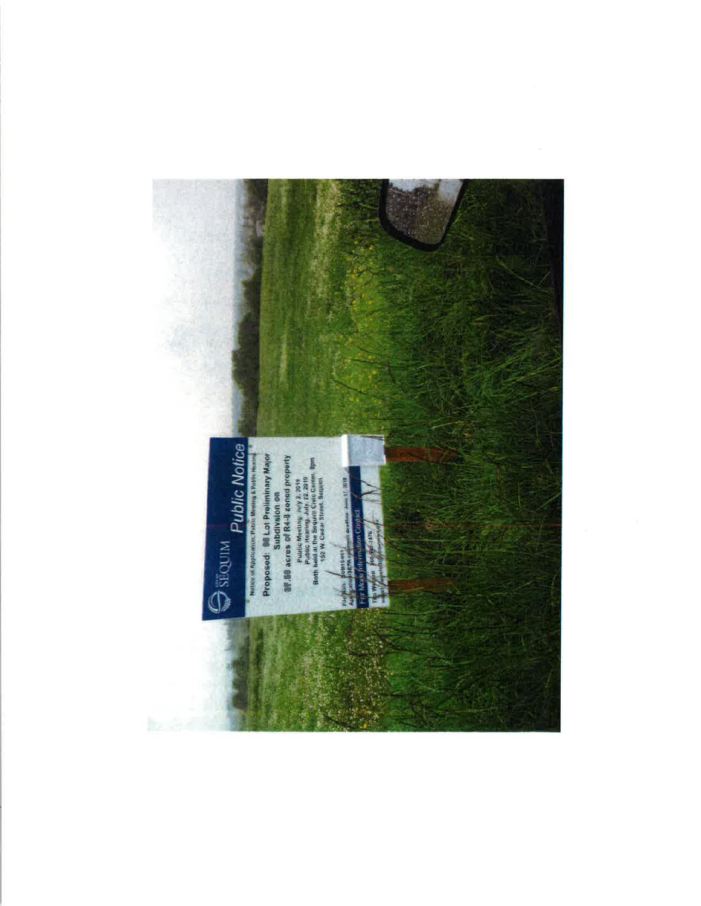SEQUIM **Public Notice**

Notice of Application: Public Meeting & Public Hearing

**Proposed: 96 Lot Preliminary Major Subdivision on 27.59 acres of R4-8 zoned property**

Public Meeting: July 2, 2019

Public Hearing: July 22, 2019

Both held at the Sequim Civic Center, 6pm

152 W. Cedar Street, Sequim

File Nos: SUB19-001

Application/SEPA comment deadline: June 17, 2019

For More Information Contact

Tim Woolett 360-683-7476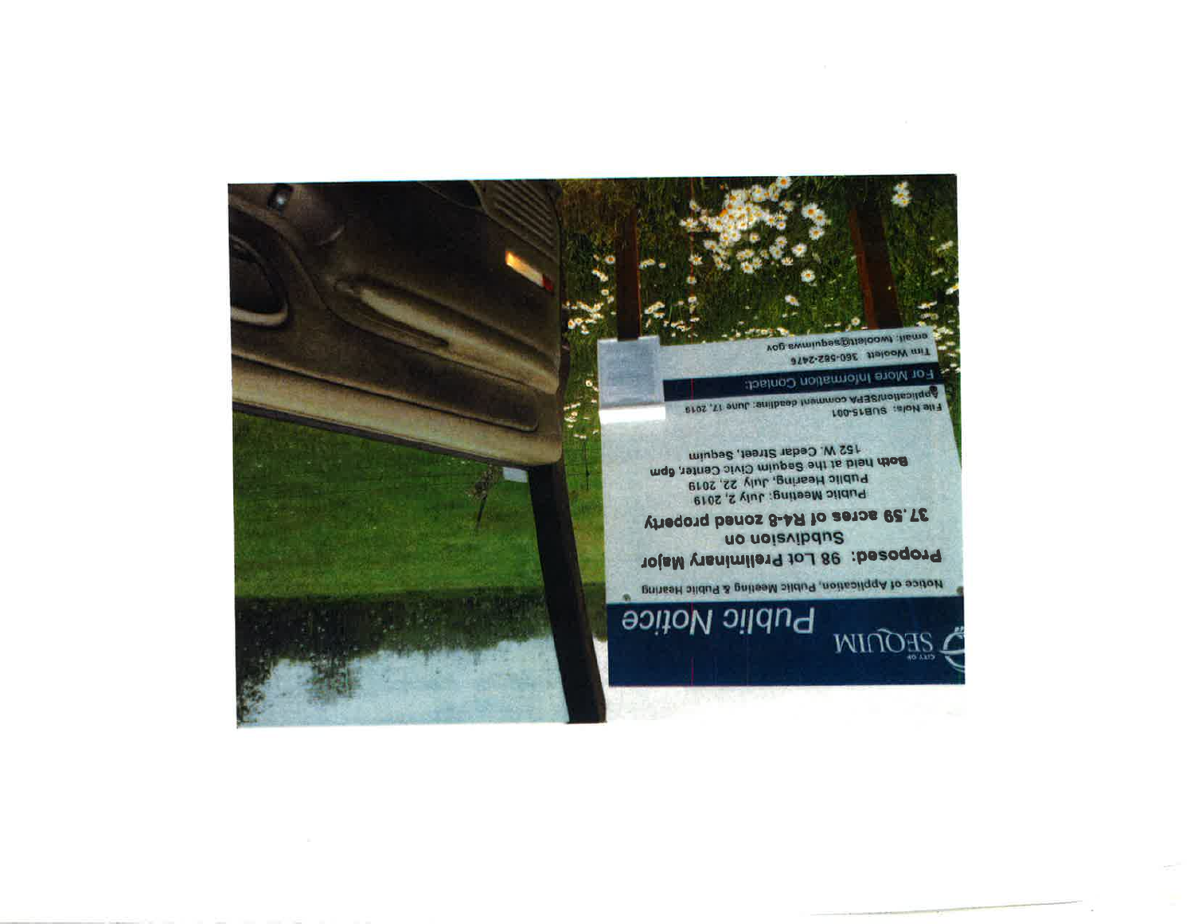CITY OF SEQUIM

# Public Notice

Notice of Application, Public Meeting & Public Hearing

**Proposed: 98 Lot Preliminary Major Subdivision on 37.59 acres of R4-8 zoned property**

Public Meeting: July 2, 2019

Public Hearing, July 22, 2019

Both held at the Sequim Civic Center, 6pm

152 W. Cedar Street, Sequim

File No/s: SUB19-001

Application/SEPA comment deadline: June 17, 2019

For More Information Contact:

Tim Woolett 360-582-2476

email: twoolett@sequimwa.gov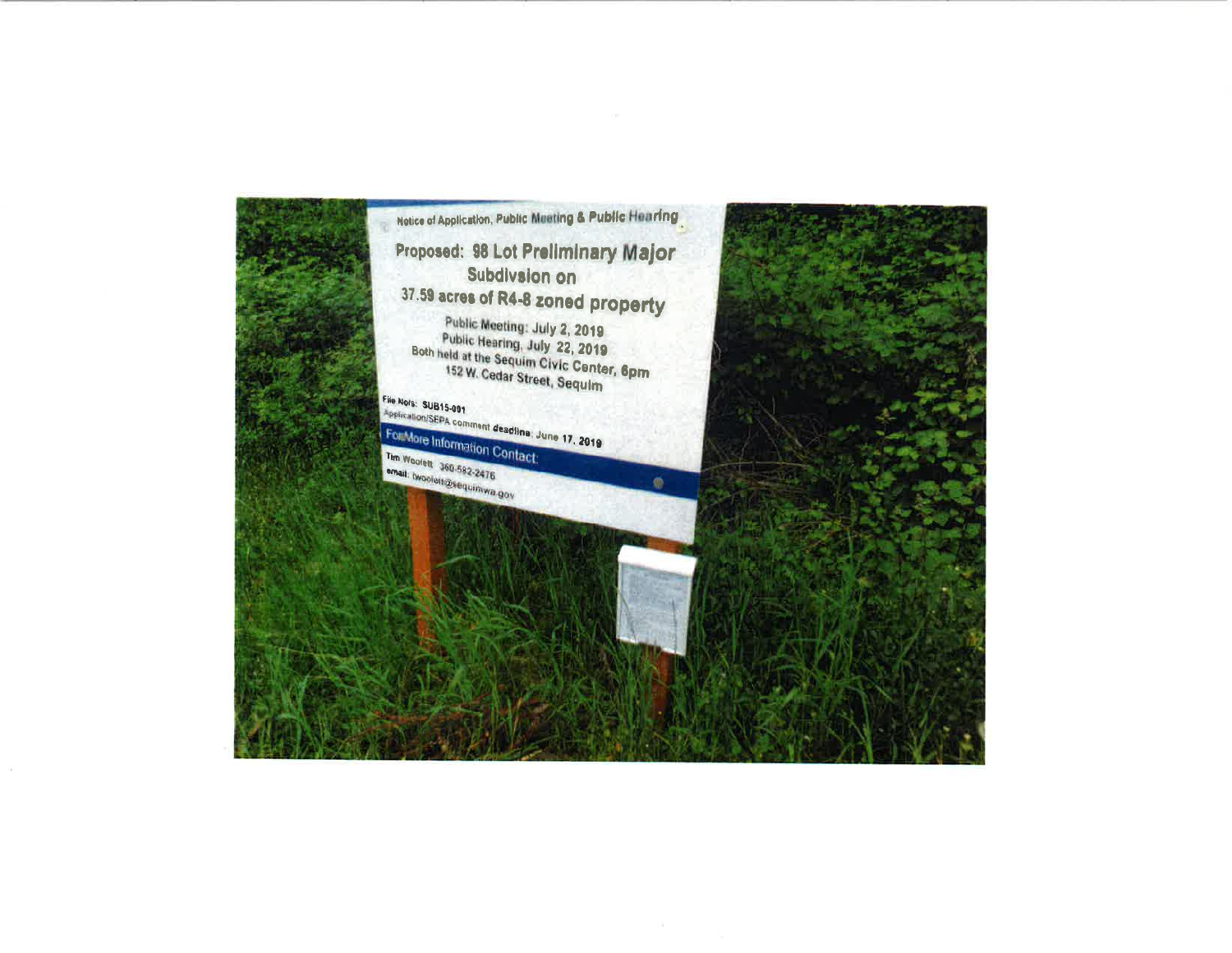Notice of Application, Public Meeting & Public Hearing

**Proposed: 98 Lot Preliminary Major Subdivision on 37.59 acres of R4-8 zoned property**

Public Meeting: July 2, 2019
Public Hearing, July 22, 2019
Both held at the Sequim Civic Center, 6pm
152 W. Cedar Street, Sequim

File No/s: SUB15-001
Application/SEPA comment deadline: June 17, 2019

For More Information Contact:

Tim Woolett 360-582-2476
email: twoolett@sequimwa.gov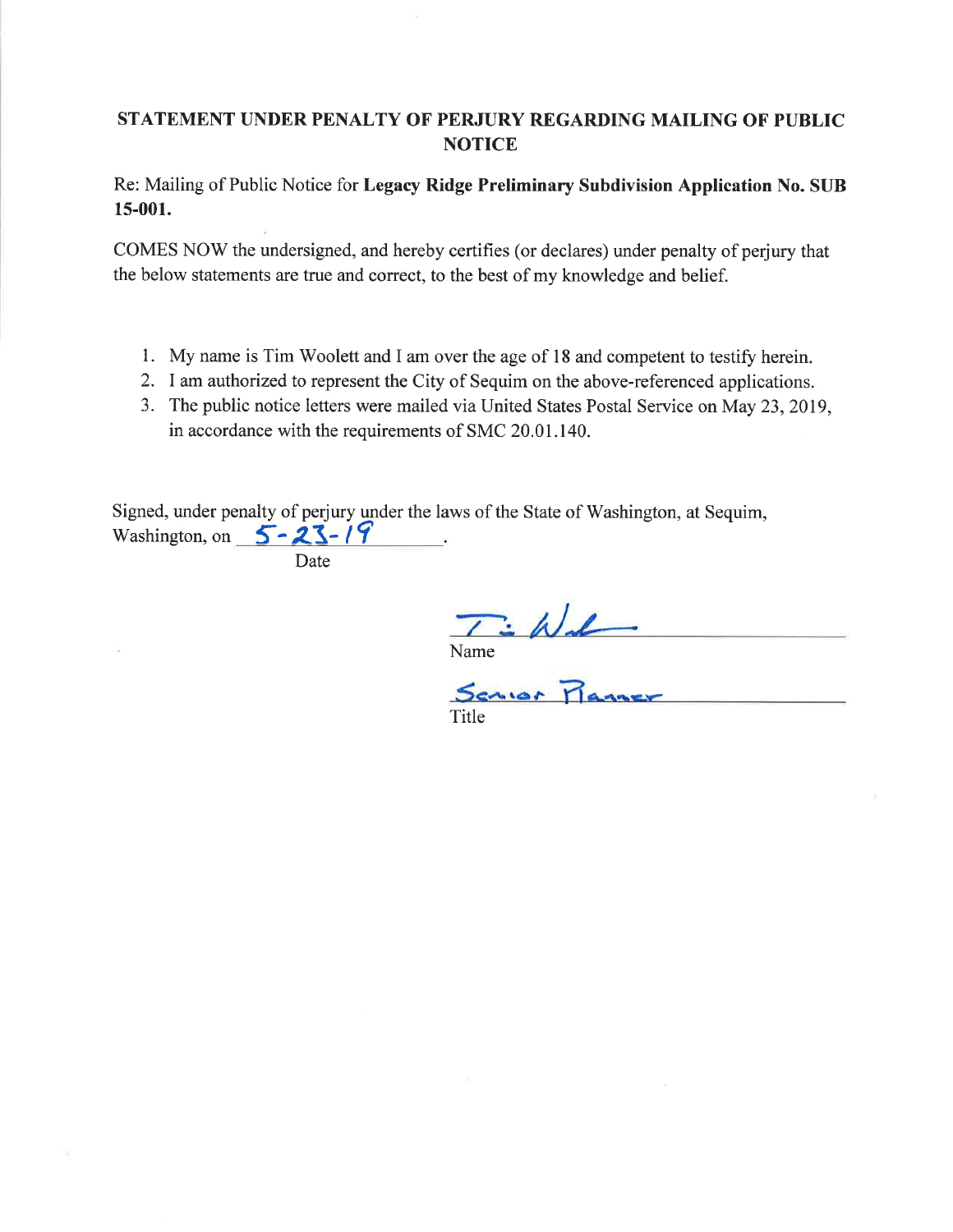# STATEMENT UNDER PENALTY OF PERJURY REGARDING MAILING OF PUBLIC NOTICE

Re: Mailing of Public Notice for **Legacy Ridge Preliminary Subdivision Application No. SUB 15-001.**

COMES NOW the undersigned, and hereby certifies (or declares) under penalty of perjury that the below statements are true and correct, to the best of my knowledge and belief.

1. My name is Tim Woolett and I am over the age of 18 and competent to testify herein.
2. I am authorized to represent the City of Sequim on the above-referenced applications.
3. The public notice letters were mailed via United States Postal Service on May 23, 2019, in accordance with the requirements of SMC 20.01.140.

Signed, under penalty of perjury under the laws of the State of Washington, at Sequim, Washington, on 5-23-19.
Date

Tim Wool
Name

Senior Planner
Title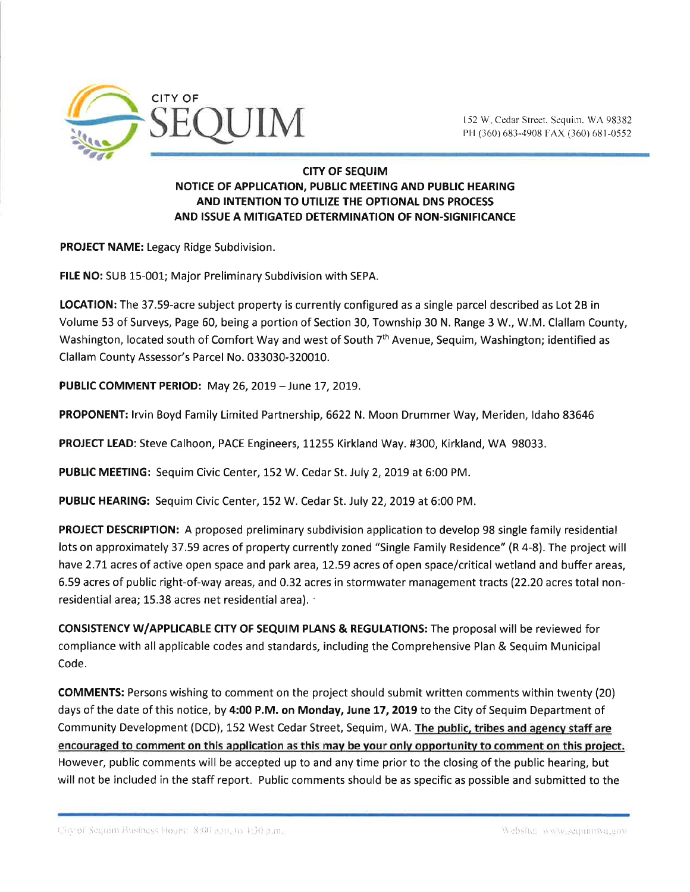CITY OF SEQUIM

152 W. Cedar Street. Sequim, WA 98382
PH (360) 683-4908 FAX (360) 681-0552

## CITY OF SEQUIM
## NOTICE OF APPLICATION, PUBLIC MEETING AND PUBLIC HEARING AND INTENTION TO UTILIZE THE OPTIONAL DNS PROCESS AND ISSUE A MITIGATED DETERMINATION OF NON-SIGNIFICANCE

**PROJECT NAME:** Legacy Ridge Subdivision.

**FILE NO:** SUB 15-001; Major Preliminary Subdivision with SEPA.

**LOCATION:** The 37.59-acre subject property is currently configured as a single parcel described as Lot 2B in Volume 53 of Surveys, Page 60, being a portion of Section 30, Township 30 N. Range 3 W., W.M. Clallam County, Washington, located south of Comfort Way and west of South 7th Avenue, Sequim, Washington; identified as Clallam County Assessor's Parcel No. 033030-320010.

**PUBLIC COMMENT PERIOD:** May 26, 2019 – June 17, 2019.

**PROPONENT:** Irvin Boyd Family Limited Partnership, 6622 N. Moon Drummer Way, Meriden, Idaho 83646

**PROJECT LEAD:** Steve Calhoon, PACE Engineers, 11255 Kirkland Way. #300, Kirkland, WA 98033.

**PUBLIC MEETING:** Sequim Civic Center, 152 W. Cedar St. July 2, 2019 at 6:00 PM.

**PUBLIC HEARING:** Sequim Civic Center, 152 W. Cedar St. July 22, 2019 at 6:00 PM.

**PROJECT DESCRIPTION:** A proposed preliminary subdivision application to develop 98 single family residential lots on approximately 37.59 acres of property currently zoned "Single Family Residence" (R 4-8). The project will have 2.71 acres of active open space and park area, 12.59 acres of open space/critical wetland and buffer areas, 6.59 acres of public right-of-way areas, and 0.32 acres in stormwater management tracts (22.20 acres total non-residential area; 15.38 acres net residential area).

**CONSISTENCY W/APPLICABLE CITY OF SEQUIM PLANS & REGULATIONS:** The proposal will be reviewed for compliance with all applicable codes and standards, including the Comprehensive Plan & Sequim Municipal Code.

**COMMENTS:** Persons wishing to comment on the project should submit written comments within twenty (20) days of the date of this notice, by **4:00 P.M. on Monday, June 17, 2019** to the City of Sequim Department of Community Development (DCD), 152 West Cedar Street, Sequim, WA. **The public, tribes and agency staff are encouraged to comment on this application as this may be your only opportunity to comment on this project.** However, public comments will be accepted up to and any time prior to the closing of the public hearing, but will not be included in the staff report. Public comments should be as specific as possible and submitted to the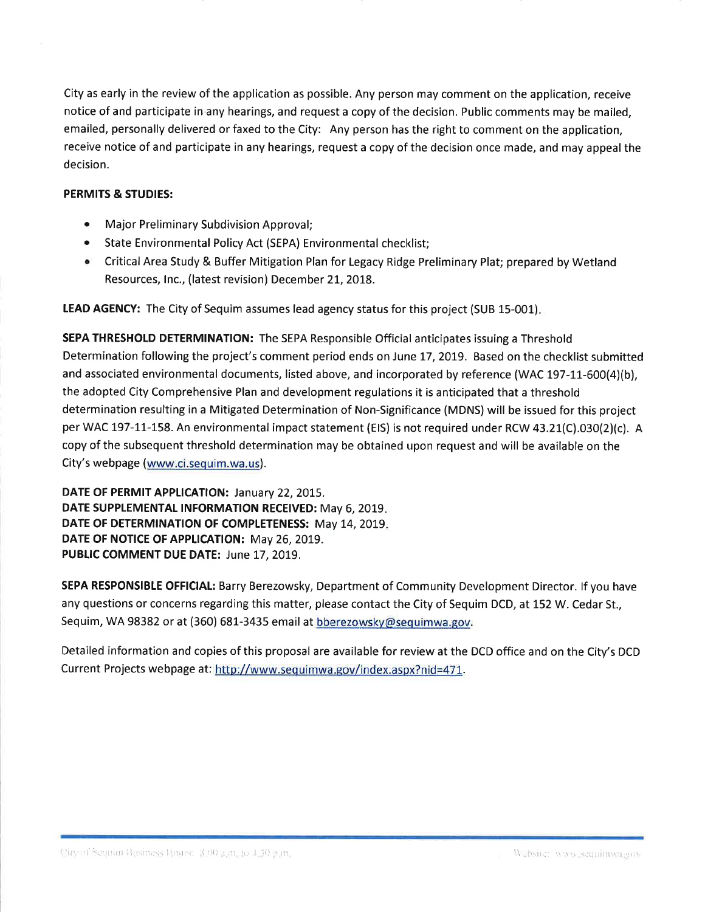City as early in the review of the application as possible. Any person may comment on the application, receive notice of and participate in any hearings, and request a copy of the decision. Public comments may be mailed, emailed, personally delivered or faxed to the City: Any person has the right to comment on the application, receive notice of and participate in any hearings, request a copy of the decision once made, and may appeal the decision.

**PERMITS & STUDIES:**

- Major Preliminary Subdivision Approval;
- State Environmental Policy Act (SEPA) Environmental checklist;
- Critical Area Study & Buffer Mitigation Plan for Legacy Ridge Preliminary Plat; prepared by Wetland Resources, Inc., (latest revision) December 21, 2018.

**LEAD AGENCY:** The City of Sequim assumes lead agency status for this project (SUB 15-001).

**SEPA THRESHOLD DETERMINATION:** The SEPA Responsible Official anticipates issuing a Threshold Determination following the project's comment period ends on June 17, 2019. Based on the checklist submitted and associated environmental documents, listed above, and incorporated by reference (WAC 197-11-600(4)(b), the adopted City Comprehensive Plan and development regulations it is anticipated that a threshold determination resulting in a Mitigated Determination of Non-Significance (MDNS) will be issued for this project per WAC 197-11-158. An environmental impact statement (EIS) is not required under RCW 43.21(C).030(2)(c). A copy of the subsequent threshold determination may be obtained upon request and will be available on the City's webpage (www.ci.sequim.wa.us).

**DATE OF PERMIT APPLICATION:** January 22, 2015.
**DATE SUPPLEMENTAL INFORMATION RECEIVED:** May 6, 2019.
**DATE OF DETERMINATION OF COMPLETENESS:** May 14, 2019.
**DATE OF NOTICE OF APPLICATION:** May 26, 2019.
**PUBLIC COMMENT DUE DATE:** June 17, 2019.

**SEPA RESPONSIBLE OFFICIAL:** Barry Berezowsky, Department of Community Development Director. If you have any questions or concerns regarding this matter, please contact the City of Sequim DCD, at 152 W. Cedar St., Sequim, WA 98382 or at (360) 681-3435 email at bberezowsky@sequimwa.gov.

Detailed information and copies of this proposal are available for review at the DCD office and on the City's DCD Current Projects webpage at: http://www.sequimwa.gov/index.aspx?nid=471.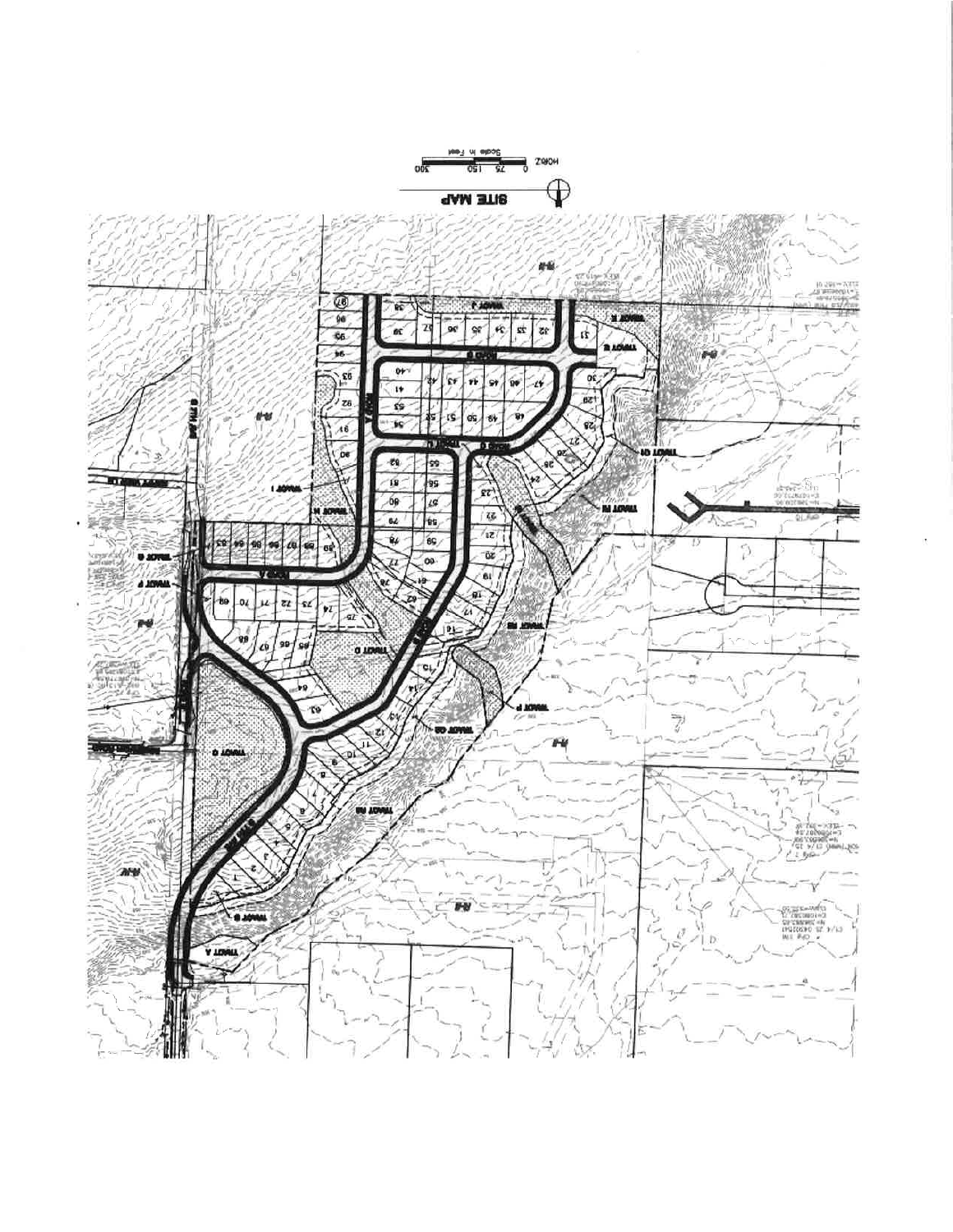# SITE MAP

HORZ

0 75 150 300

Scale in Feet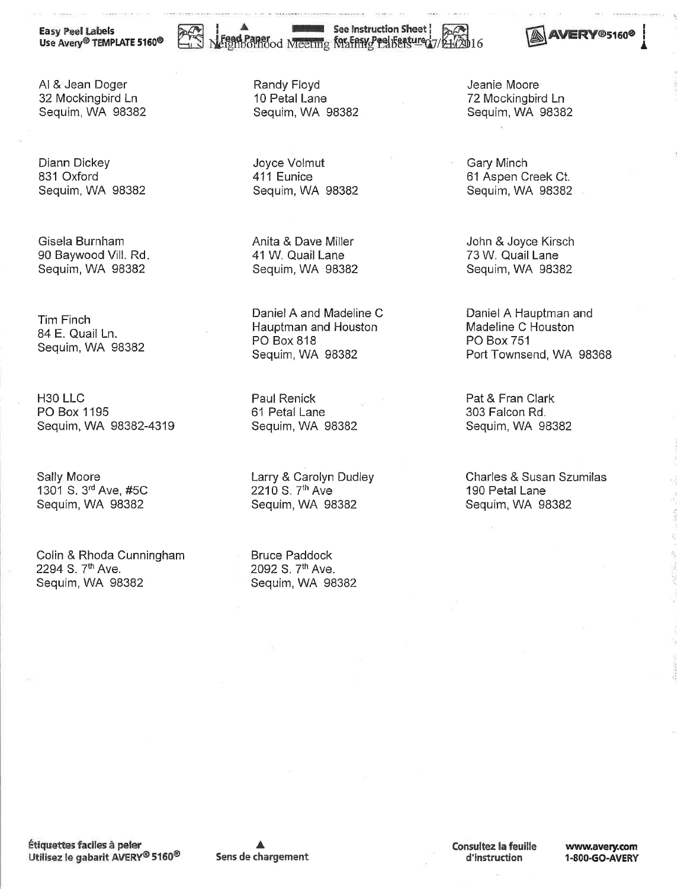Neighborhood Meeting Mailing Labels – 07/21/2016

Al & Jean Doger
32 Mockingbird Ln
Sequim, WA 98382

Randy Floyd
10 Petal Lane
Sequim, WA 98382

Jeanie Moore
72 Mockingbird Ln
Sequim, WA 98382

Diann Dickey
831 Oxford
Sequim, WA 98382

Joyce Volmut
411 Eunice
Sequim, WA 98382

Gary Minch
61 Aspen Creek Ct.
Sequim, WA 98382

Gisela Burnham
90 Baywood Vill. Rd.
Sequim, WA 98382

Anita & Dave Miller
41 W. Quail Lane
Sequim, WA 98382

John & Joyce Kirsch
73 W. Quail Lane
Sequim, WA 98382

Tim Finch
84 E. Quail Ln.
Sequim, WA 98382

Daniel A and Madeline C
Hauptman and Houston
PO Box 818
Sequim, WA 98382

Daniel A Hauptman and
Madeline C Houston
PO Box 751
Port Townsend, WA 98368

H30 LLC
PO Box 1195
Sequim, WA 98382-4319

Paul Renick
61 Petal Lane
Sequim, WA 98382

Pat & Fran Clark
303 Falcon Rd.
Sequim, WA 98382

Sally Moore
1301 S. 3rd Ave, #5C
Sequim, WA 98382

Larry & Carolyn Dudley
2210 S. 7th Ave
Sequim, WA 98382

Charles & Susan Szumilas
190 Petal Lane
Sequim, WA 98382

Colin & Rhoda Cunningham
2294 S. 7th Ave.
Sequim, WA 98382

Bruce Paddock
2092 S. 7th Ave.
Sequim, WA 98382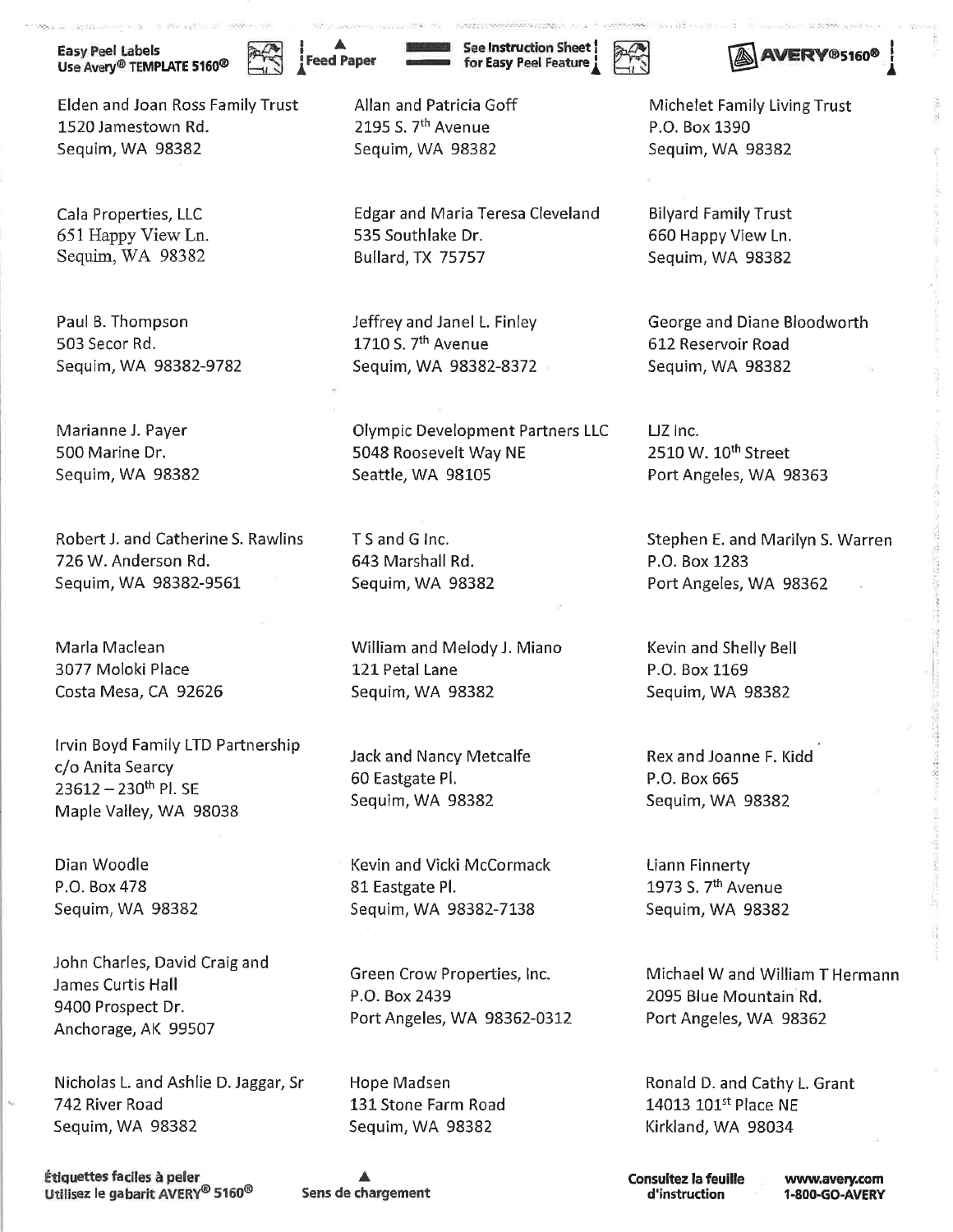Elden and Joan Ross Family Trust
1520 Jamestown Rd.
Sequim, WA 98382

Allan and Patricia Goff
2195 S. 7th Avenue
Sequim, WA 98382

Michelet Family Living Trust
P.O. Box 1390
Sequim, WA 98382

Cala Properties, LLC
651 Happy View Ln.
Sequim, WA 98382

Edgar and Maria Teresa Cleveland
535 Southlake Dr.
Bullard, TX 75757

Bilyard Family Trust
660 Happy View Ln.
Sequim, WA 98382

Paul B. Thompson
503 Secor Rd.
Sequim, WA 98382-9782

Jeffrey and Janel L. Finley
1710 S. 7th Avenue
Sequim, WA 98382-8372

George and Diane Bloodworth
612 Reservoir Road
Sequim, WA 98382

Marianne J. Payer
500 Marine Dr.
Sequim, WA 98382

Olympic Development Partners LLC
5048 Roosevelt Way NE
Seattle, WA 98105

LJZ Inc.
2510 W. 10th Street
Port Angeles, WA 98363

Robert J. and Catherine S. Rawlins
726 W. Anderson Rd.
Sequim, WA 98382-9561

T S and G Inc.
643 Marshall Rd.
Sequim, WA 98382

Stephen E. and Marilyn S. Warren
P.O. Box 1283
Port Angeles, WA 98362

Marla Maclean
3077 Moloki Place
Costa Mesa, CA 92626

William and Melody J. Miano
121 Petal Lane
Sequim, WA 98382

Kevin and Shelly Bell
P.O. Box 1169
Sequim, WA 98382

Irvin Boyd Family LTD Partnership
c/o Anita Searcy
23612 – 230th Pl. SE
Maple Valley, WA 98038

Jack and Nancy Metcalfe
60 Eastgate Pl.
Sequim, WA 98382

Rex and Joanne F. Kidd
P.O. Box 665
Sequim, WA 98382

Dian Woodle
P.O. Box 478
Sequim, WA 98382

Kevin and Vicki McCormack
81 Eastgate Pl.
Sequim, WA 98382-7138

Liann Finnerty
1973 S. 7th Avenue
Sequim, WA 98382

John Charles, David Craig and
James Curtis Hall
9400 Prospect Dr.
Anchorage, AK 99507

Green Crow Properties, Inc.
P.O. Box 2439
Port Angeles, WA 98362-0312

Michael W and William T Hermann
2095 Blue Mountain Rd.
Port Angeles, WA 98362

Nicholas L. and Ashlie D. Jaggar, Sr
742 River Road
Sequim, WA 98382

Hope Madsen
131 Stone Farm Road
Sequim, WA 98382

Ronald D. and Cathy L. Grant
14013 101st Place NE
Kirkland, WA 98034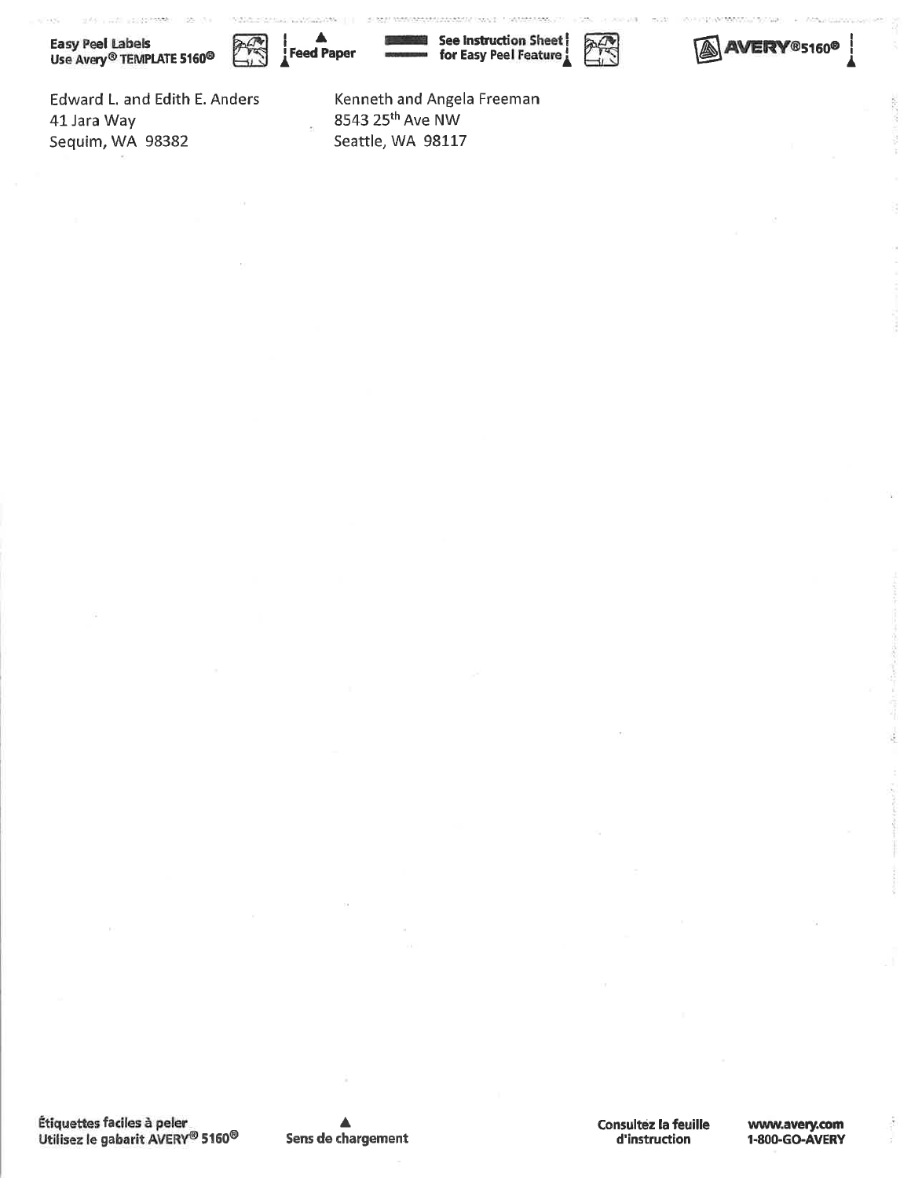Easy Peel Labels
Use Avery® TEMPLATE 5160®

Feed Paper

See Instruction Sheet
for Easy Peel Feature

AVERY®5160®

Edward L. and Edith E. Anders
41 Jara Way
Sequim, WA 98382

Kenneth and Angela Freeman
8543 25th Ave NW
Seattle, WA 98117

Étiquettes faciles à peler
Utilisez le gabarit AVERY® 5160®

Sens de chargement

Consultez la feuille
d'instruction

www.avery.com
1-800-GO-AVERY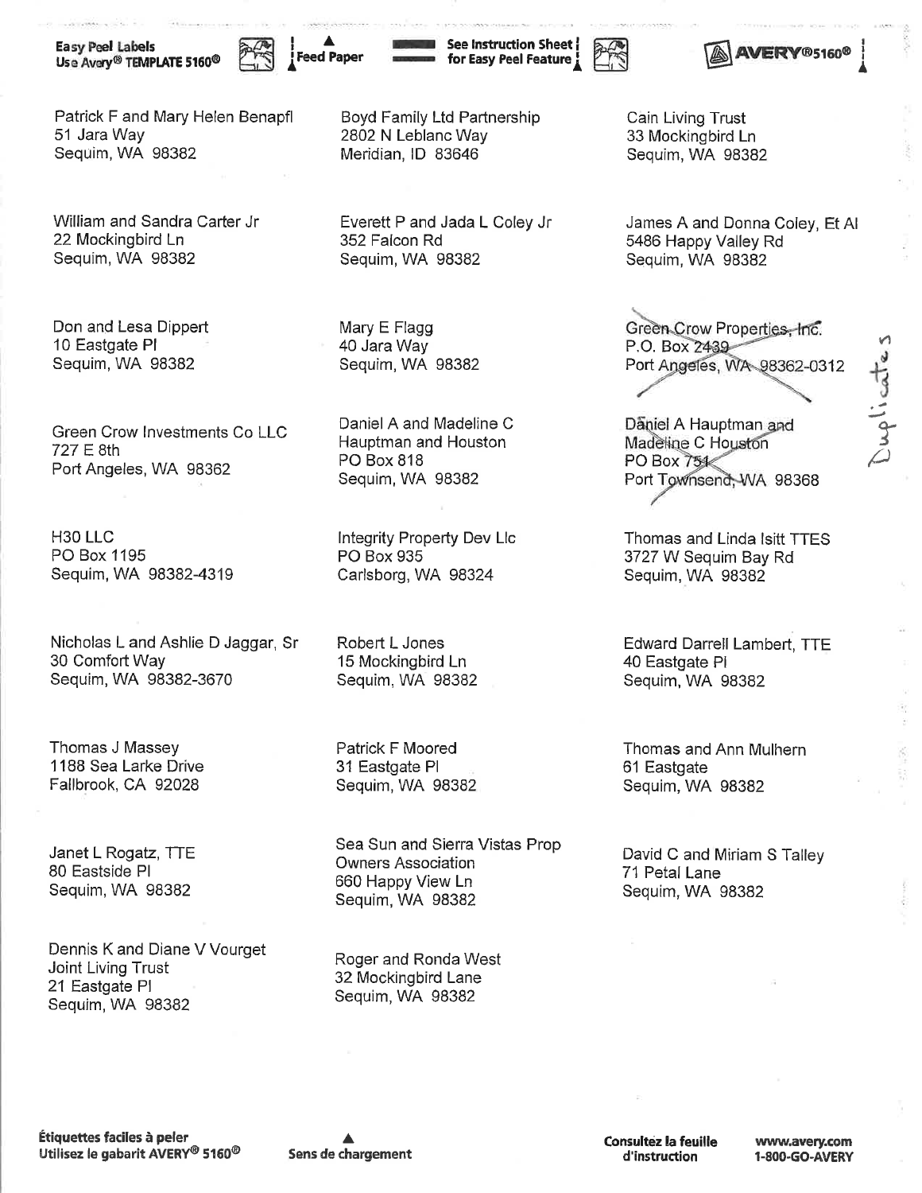Patrick F and Mary Helen Benapfl
51 Jara Way
Sequim, WA 98382

Boyd Family Ltd Partnership
2802 N Leblanc Way
Meridian, ID 83646

Cain Living Trust
33 Mockingbird Ln
Sequim, WA 98382

William and Sandra Carter Jr
22 Mockingbird Ln
Sequim, WA 98382

Everett P and Jada L Coley Jr
352 Falcon Rd
Sequim, WA 98382

James A and Donna Coley, Et Al
5486 Happy Valley Rd
Sequim, WA 98382

Don and Lesa Dippert
10 Eastgate Pl
Sequim, WA 98382

Mary E Flagg
40 Jara Way
Sequim, WA 98382

~~Green Crow Properties, Inc.
P.O. Box 2439
Port Angeles, WA 98362-0312~~

Green Crow Investments Co LLC
727 E 8th
Port Angeles, WA 98362

Daniel A and Madeline C
Hauptman and Houston
PO Box 818
Sequim, WA 98382

~~Daniel A Hauptman and
Madeline C Houston
PO Box 751
Port Townsend, WA 98368~~

Duplicates

H30 LLC
PO Box 1195
Sequim, WA 98382-4319

Integrity Property Dev Llc
PO Box 935
Carlsborg, WA 98324

Thomas and Linda Isitt TTES
3727 W Sequim Bay Rd
Sequim, WA 98382

Nicholas L and Ashlie D Jaggar, Sr
30 Comfort Way
Sequim, WA 98382-3670

Robert L Jones
15 Mockingbird Ln
Sequim, WA 98382

Edward Darrell Lambert, TTE
40 Eastgate Pl
Sequim, WA 98382

Thomas J Massey
1188 Sea Larke Drive
Fallbrook, CA 92028

Patrick F Moored
31 Eastgate Pl
Sequim, WA 98382

Thomas and Ann Mulhern
61 Eastgate
Sequim, WA 98382

Janet L Rogatz, TTE
80 Eastside Pl
Sequim, WA 98382

Sea Sun and Sierra Vistas Prop
Owners Association
660 Happy View Ln
Sequim, WA 98382

David C and Miriam S Talley
71 Petal Lane
Sequim, WA 98382

Dennis K and Diane V Vourget
Joint Living Trust
21 Eastgate Pl
Sequim, WA 98382

Roger and Ronda West
32 Mockingbird Lane
Sequim, WA 98382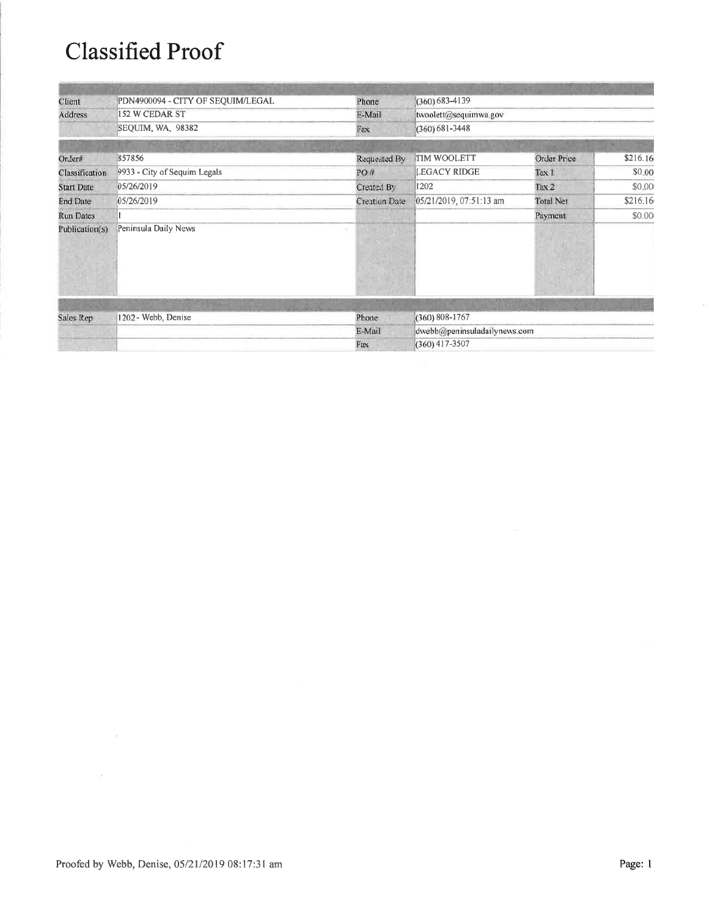# Classified Proof

| | | | | | |
|---|---|---|---|---|---|
| Client | PDN4900094 - CITY OF SEQUIM/LEGAL | Phone | (360) 683-4139 | | |
| Address | 152 W CEDAR ST | E-Mail | twoolett@sequimwa.gov | | |
| | SEQUIM, WA, 98382 | Fax | (360) 681-3448 | | |

| | | | | | |
|---|---|---|---|---|---|
| Order# | 857856 | Requested By | TIM WOOLETT | Order Price | $216.16 |
| Classification | 9933 - City of Sequim Legals | PO # | LEGACY RIDGE | Tax 1 | $0.00 |
| Start Date | 05/26/2019 | Created By | 1202 | Tax 2 | $0.00 |
| End Date | 05/26/2019 | Creation Date | 05/21/2019, 07:51:13 am | Total Net | $216.16 |
| Run Dates | 1 | | | Payment | $0.00 |
| Publication(s) | Peninsula Daily News | | | | |

| | | | |
|---|---|---|---|
| Sales Rep | 1202 - Webb, Denise | Phone | (360) 808-1767 |
| | | E-Mail | dwebb@peninsuladailynews.com |
| | | Fax | (360) 417-3507 |

Proofed by Webb, Denise, 05/21/2019 08:17:31 am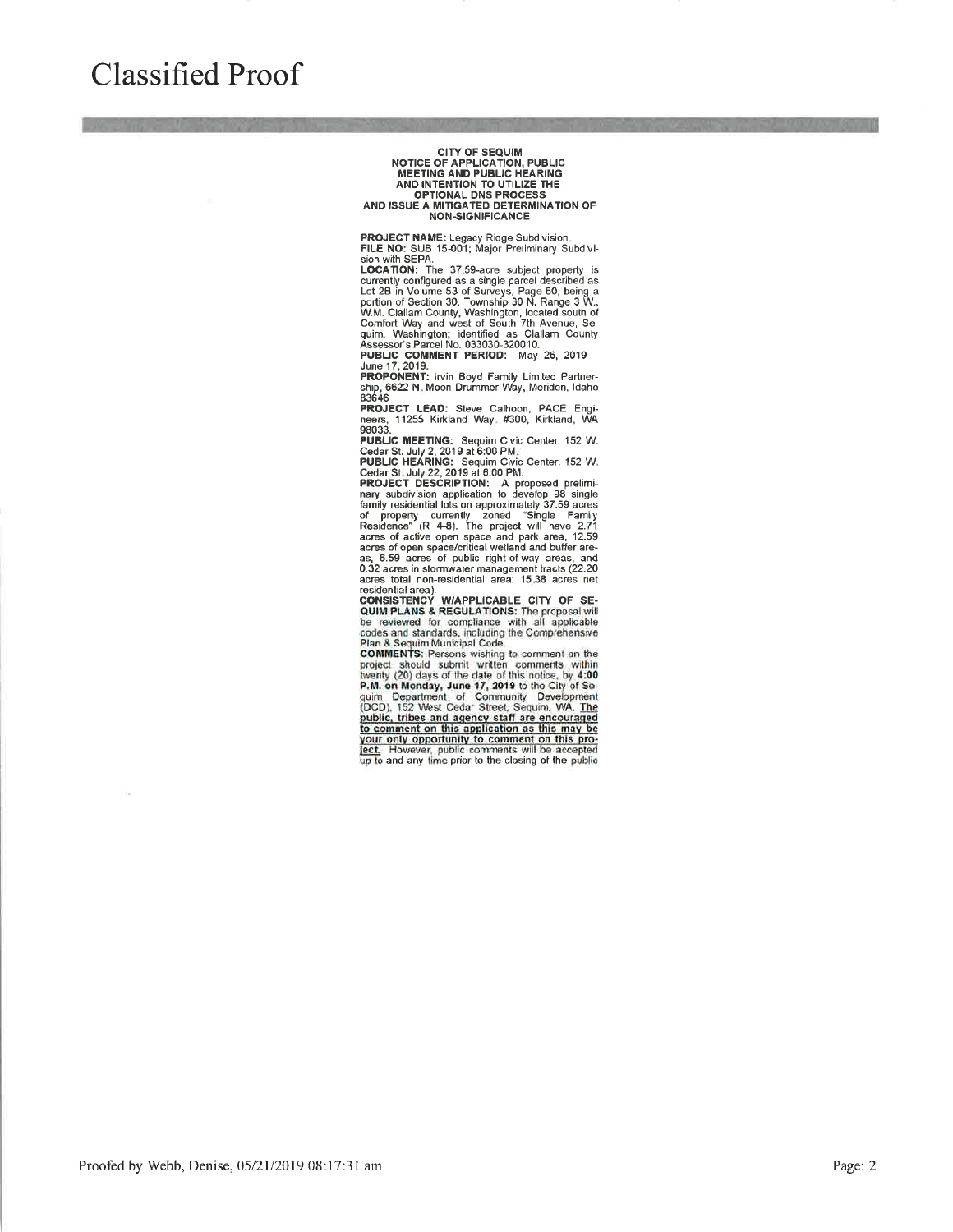# Classified Proof

**CITY OF SEQUIM**
**NOTICE OF APPLICATION, PUBLIC MEETING AND PUBLIC HEARING AND INTENTION TO UTILIZE THE OPTIONAL DNS PROCESS AND ISSUE A MITIGATED DETERMINATION OF NON-SIGNIFICANCE**

**PROJECT NAME:** Legacy Ridge Subdivision.
**FILE NO:** SUB 15-001; Major Preliminary Subdivision with SEPA.
**LOCATION:** The 37.59-acre subject property is currently configured as a single parcel described as Lot 2B in Volume 53 of Surveys, Page 60, being a portion of Section 30, Township 30 N. Range 3 W., W.M. Clallam County, Washington, located south of Comfort Way and west of South 7th Avenue, Sequim, Washington; identified as Clallam County Assessor's Parcel No. 033030-320010.
**PUBLIC COMMENT PERIOD:** May 26, 2019 – June 17, 2019.
**PROPONENT:** Irvin Boyd Family Limited Partnership, 6622 N. Moon Drummer Way, Meriden, Idaho 83646
**PROJECT LEAD:** Steve Calhoon, PACE Engineers, 11255 Kirkland Way, #300, Kirkland, WA 98033.
**PUBLIC MEETING:** Sequim Civic Center, 152 W. Cedar St. July 2, 2019 at 6:00 PM.
**PUBLIC HEARING:** Sequim Civic Center, 152 W. Cedar St. July 22, 2019 at 6:00 PM.
**PROJECT DESCRIPTION:** A proposed preliminary subdivision application to develop 98 single family residential lots on approximately 37.59 acres of property currently zoned "Single Family Residence" (R 4-8). The project will have 2.71 acres of active open space and park area, 12.59 acres of open space/critical wetland and buffer areas, 6.59 acres of public right-of-way areas, and 0.32 acres in stormwater management tracts (22.20 acres total non-residential area; 15.38 acres net residential area).
**CONSISTENCY W/APPLICABLE CITY OF SEQUIM PLANS & REGULATIONS:** The proposal will be reviewed for compliance with all applicable codes and standards, including the Comprehensive Plan & Sequim Municipal Code.
**COMMENTS:** Persons wishing to comment on the project should submit written comments within twenty (20) days of the date of this notice, by **4:00 P.M. on Monday, June 17, 2019** to the City of Sequim Department of Community Development (DCD), 152 West Cedar Street, Sequim, WA. **The public, tribes and agency staff are encouraged to comment on this application as this may be your only opportunity to comment on this project.** However, public comments will be accepted up to and any time prior to the closing of the public

Proofed by Webb, Denise, 05/21/2019 08:17:31 am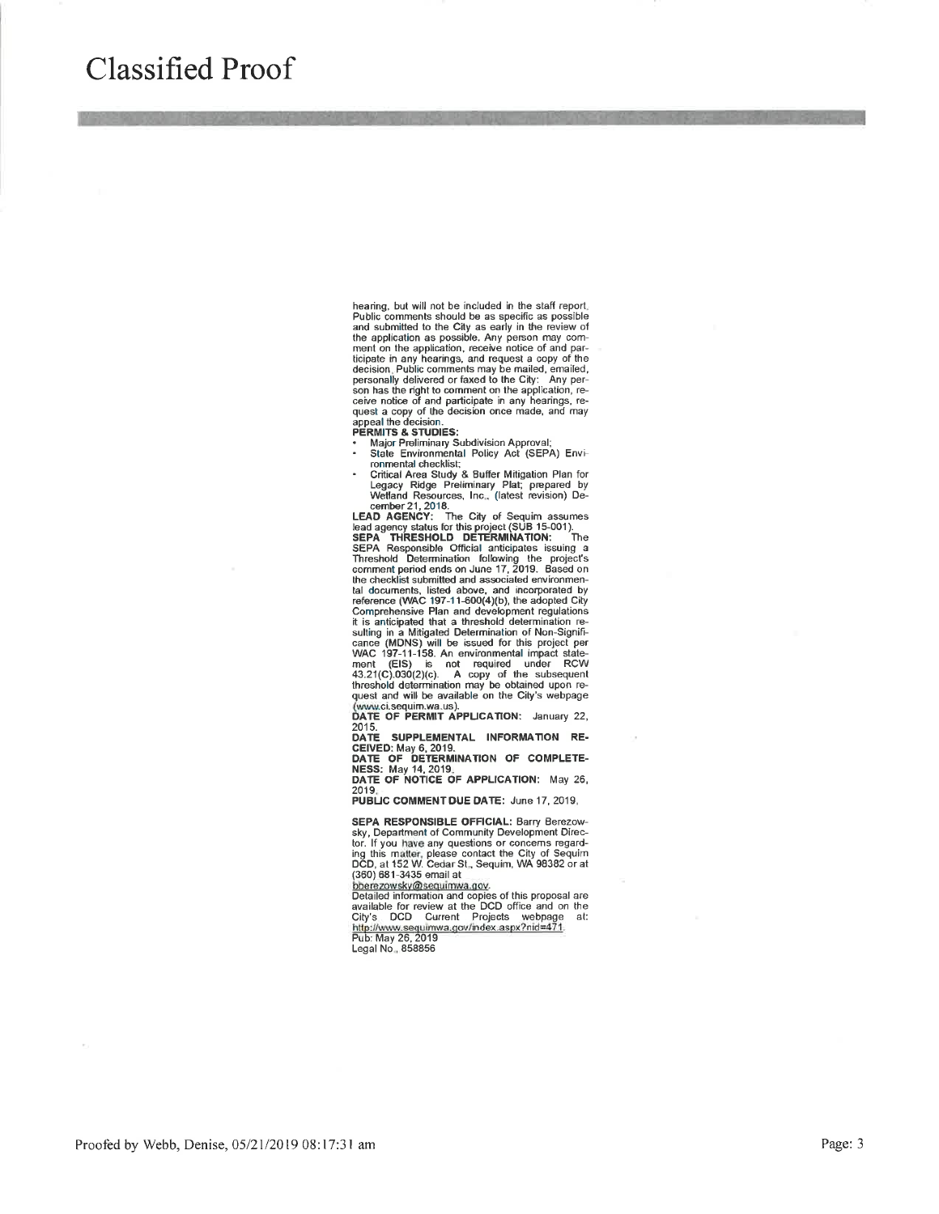# Classified Proof

hearing, but will not be included in the staff report. Public comments should be as specific as possible and submitted to the City as early in the review of the application as possible. Any person may comment on the application, receive notice of and participate in any hearings, and request a copy of the decision. Public comments may be mailed, emailed, personally delivered or faxed to the City: Any person has the right to comment on the application, receive notice of and participate in any hearings, request a copy of the decision once made, and may appeal the decision.

**PERMITS & STUDIES:**

- Major Preliminary Subdivision Approval;
- State Environmental Policy Act (SEPA) Environmental checklist;
- Critical Area Study & Buffer Mitigation Plan for Legacy Ridge Preliminary Plat; prepared by Wetland Resources, Inc., (latest revision) December 21, 2018.

**LEAD AGENCY:** The City of Sequim assumes lead agency status for this project (SUB 15-001).

**SEPA THRESHOLD DETERMINATION:** The SEPA Responsible Official anticipates issuing a Threshold Determination following the project's comment period ends on June 17, 2019. Based on the checklist submitted and associated environmental documents, listed above, and incorporated by reference (WAC 197-11-600(4)(b), the adopted City Comprehensive Plan and development regulations it is anticipated that a threshold determination resulting in a Mitigated Determination of Non-Significance (MDNS) will be issued for this project per WAC 197-11-158. An environmental impact statement (EIS) is not required under RCW 43.21(C).030(2)(c). A copy of the subsequent threshold determination may be obtained upon request and will be available on the City's webpage (www.ci.sequim.wa.us).

**DATE OF PERMIT APPLICATION:** January 22, 2015.

**DATE SUPPLEMENTAL INFORMATION RECEIVED:** May 6, 2019.

**DATE OF DETERMINATION OF COMPLETENESS:** May 14, 2019.

**DATE OF NOTICE OF APPLICATION:** May 26, 2019.

**PUBLIC COMMENT DUE DATE:** June 17, 2019.

**SEPA RESPONSIBLE OFFICIAL:** Barry Berezowsky, Department of Community Development Director. If you have any questions or concerns regarding this matter, please contact the City of Sequim DCD, at 152 W. Cedar St., Sequim, WA 98382 or at (360) 681-3435 email at bberezowsky@sequimwa.gov.

Detailed information and copies of this proposal are available for review at the DCD office and on the City's DCD Current Projects webpage at: http://www.sequimwa.gov/index.aspx?nid=471.

Pub: May 26, 2019
Legal No., 858856

Proofed by Webb, Denise, 05/21/2019 08:17:31 am